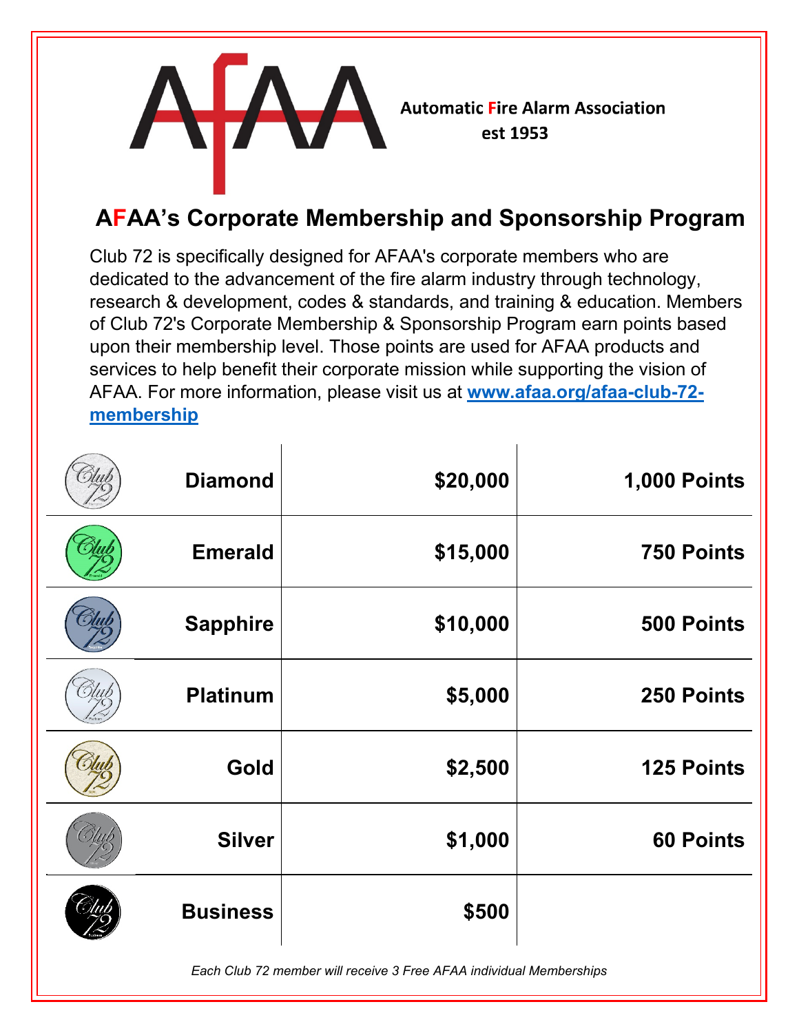AFAA

**Automatic Fire Alarm Association**
**est 1953**

## AFAA's Corporate Membership and Sponsorship Program

Club 72 is specifically designed for AFAA's corporate members who are dedicated to the advancement of the fire alarm industry through technology, research & development, codes & standards, and training & education. Members of Club 72's Corporate Membership & Sponsorship Program earn points based upon their membership level. Those points are used for AFAA products and services to help benefit their corporate mission while supporting the vision of AFAA. For more information, please visit us at [www.afaa.org/afaa-club-72-membership](http://www.afaa.org/afaa-club-72-membership)

| Level | Cost | Points |
|---|---|---|
| **Diamond** | **$20,000** | **1,000 Points** |
| **Emerald** | **$15,000** | **750 Points** |
| **Sapphire** | **$10,000** | **500 Points** |
| **Platinum** | **$5,000** | **250 Points** |
| **Gold** | **$2,500** | **125 Points** |
| **Silver** | **$1,000** | **60 Points** |
| **Business** | **$500** | |

*Each Club 72 member will receive 3 Free AFAA individual Memberships*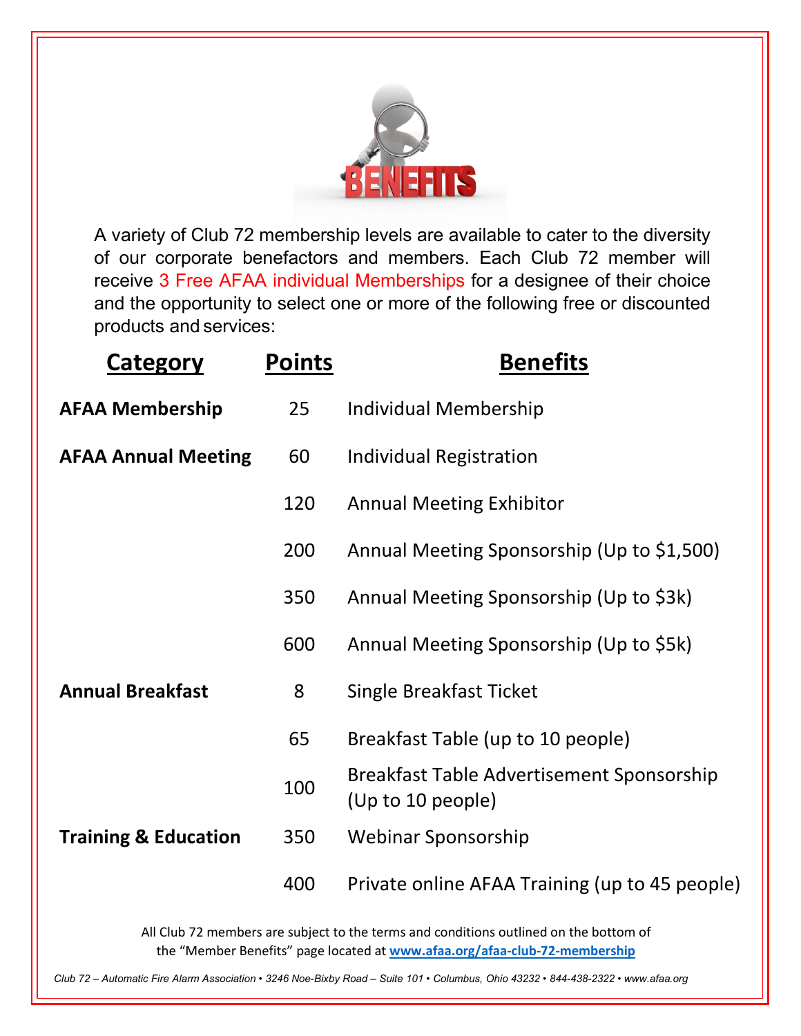A variety of Club 72 membership levels are available to cater to the diversity of our corporate benefactors and members. Each Club 72 member will receive 3 Free AFAA individual Memberships for a designee of their choice and the opportunity to select one or more of the following free or discounted products and services:

| Category | Points | Benefits |
|---|---|---|
| **AFAA Membership** | 25 | Individual Membership |
| **AFAA Annual Meeting** | 60 | Individual Registration |
| | 120 | Annual Meeting Exhibitor |
| | 200 | Annual Meeting Sponsorship (Up to $1,500) |
| | 350 | Annual Meeting Sponsorship (Up to $3k) |
| | 600 | Annual Meeting Sponsorship (Up to $5k) |
| **Annual Breakfast** | 8 | Single Breakfast Ticket |
| | 65 | Breakfast Table (up to 10 people) |
| | 100 | Breakfast Table Advertisement Sponsorship (Up to 10 people) |
| **Training & Education** | 350 | Webinar Sponsorship |
| | 400 | Private online AFAA Training (up to 45 people) |

All Club 72 members are subject to the terms and conditions outlined on the bottom of the "Member Benefits" page located at **www.afaa.org/afaa-club-72-membership**

*Club 72 – Automatic Fire Alarm Association • 3246 Noe-Bixby Road – Suite 101 • Columbus, Ohio 43232 • 844-438-2322 • www.afaa.org*